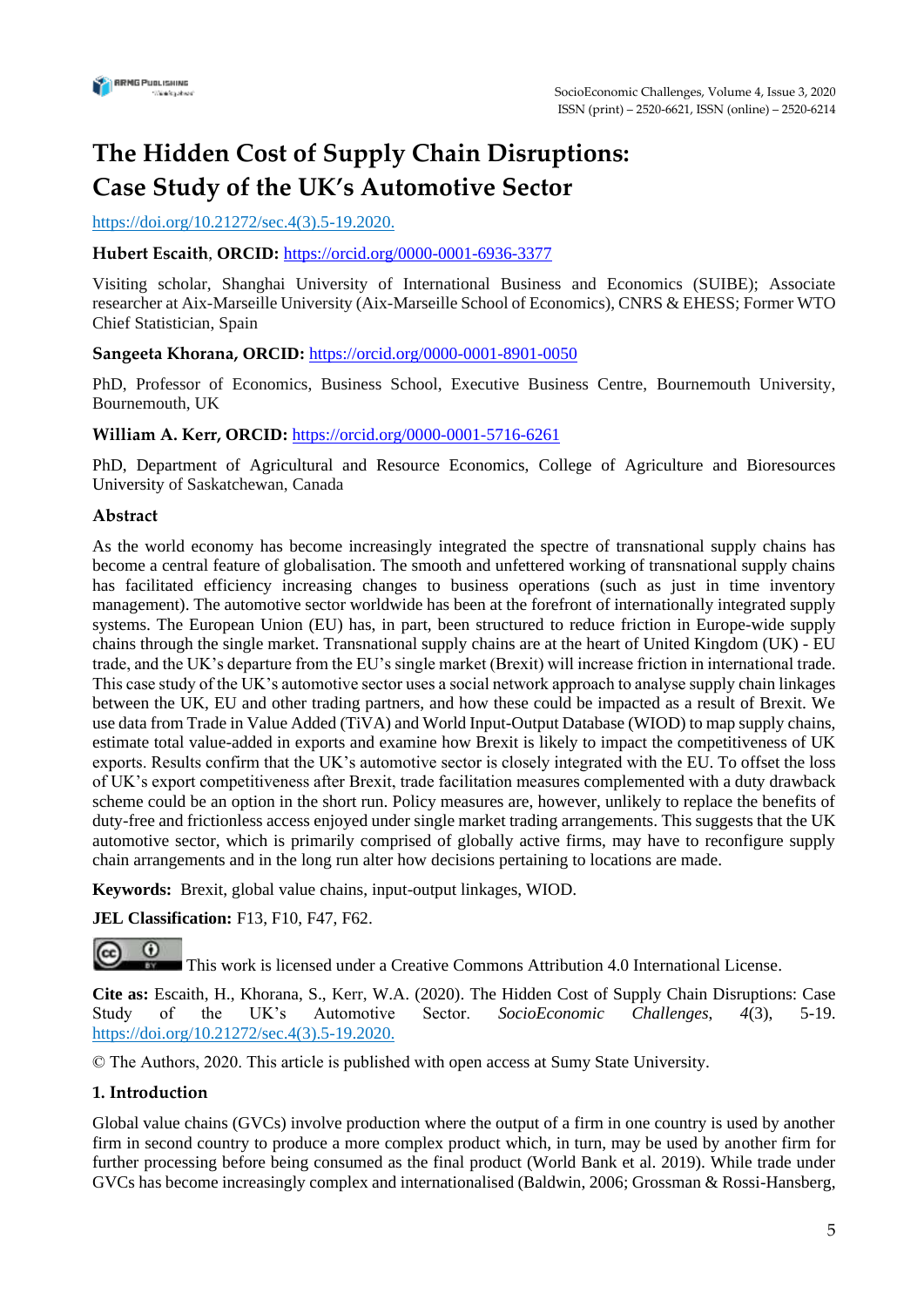# The Hidden Cost of Supply Chain Disruptions: Case Study of the UK's Automotive Sector

https://doi.org/10.21272/sec.4(3).5-19.2020.

**Hubert Escaith**, **ORCID:** https://orcid.org/0000-0001-6936-3377

Visiting scholar, Shanghai University of International Business and Economics (SUIBE); Associate researcher at Aix-Marseille University (Aix-Marseille School of Economics), CNRS & EHESS; Former WTO Chief Statistician, Spain

**Sangeeta Khorana, ORCID:** https://orcid.org/0000-0001-8901-0050

PhD, Professor of Economics, Business School, Executive Business Centre, Bournemouth University, Bournemouth, UK

**William A. Kerr, ORCID:** https://orcid.org/0000-0001-5716-6261

PhD, Department of Agricultural and Resource Economics, College of Agriculture and Bioresources University of Saskatchewan, Canada

### Abstract

As the world economy has become increasingly integrated the spectre of transnational supply chains has become a central feature of globalisation. The smooth and unfettered working of transnational supply chains has facilitated efficiency increasing changes to business operations (such as just in time inventory management). The automotive sector worldwide has been at the forefront of internationally integrated supply systems. The European Union (EU) has, in part, been structured to reduce friction in Europe-wide supply chains through the single market. Transnational supply chains are at the heart of United Kingdom (UK) - EU trade, and the UK's departure from the EU's single market (Brexit) will increase friction in international trade. This case study of the UK's automotive sector uses a social network approach to analyse supply chain linkages between the UK, EU and other trading partners, and how these could be impacted as a result of Brexit. We use data from Trade in Value Added (TiVA) and World Input-Output Database (WIOD) to map supply chains, estimate total value-added in exports and examine how Brexit is likely to impact the competitiveness of UK exports. Results confirm that the UK's automotive sector is closely integrated with the EU. To offset the loss of UK's export competitiveness after Brexit, trade facilitation measures complemented with a duty drawback scheme could be an option in the short run. Policy measures are, however, unlikely to replace the benefits of duty-free and frictionless access enjoyed under single market trading arrangements. This suggests that the UK automotive sector, which is primarily comprised of globally active firms, may have to reconfigure supply chain arrangements and in the long run alter how decisions pertaining to locations are made.

**Keywords:** Brexit, global value chains, input-output linkages, WIOD.

**JEL Classification:** F13, F10, F47, F62.

This work is licensed under a Creative Commons Attribution 4.0 International License.

**Cite as:** Escaith, H., Khorana, S., Kerr, W.A. (2020). The Hidden Cost of Supply Chain Disruptions: Case Study of the UK's Automotive Sector. *SocioEconomic Challenges*, *4*(3), 5-19. https://doi.org/10.21272/sec.4(3).5-19.2020.

© The Authors, 2020. This article is published with open access at Sumy State University.

### 1. Introduction

Global value chains (GVCs) involve production where the output of a firm in one country is used by another firm in second country to produce a more complex product which, in turn, may be used by another firm for further processing before being consumed as the final product (World Bank et al. 2019). While trade under GVCs has become increasingly complex and internationalised (Baldwin, 2006; Grossman & Rossi-Hansberg,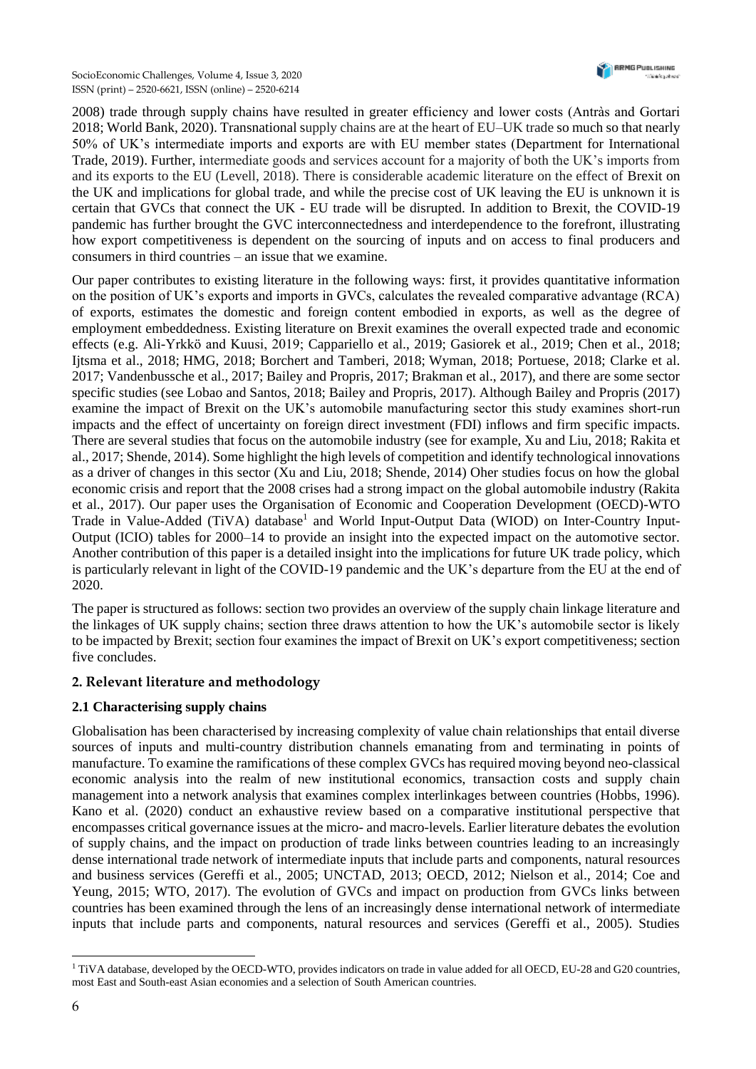2008) trade through supply chains have resulted in greater efficiency and lower costs (Antràs and Gortari 2018; World Bank, 2020). Transnational supply chains are at the heart of EU–UK trade so much so that nearly 50% of UK's intermediate imports and exports are with EU member states (Department for International Trade, 2019). Further, intermediate goods and services account for a majority of both the UK's imports from and its exports to the EU (Levell, 2018). There is considerable academic literature on the effect of Brexit on the UK and implications for global trade, and while the precise cost of UK leaving the EU is unknown it is certain that GVCs that connect the UK - EU trade will be disrupted. In addition to Brexit, the COVID-19 pandemic has further brought the GVC interconnectedness and interdependence to the forefront, illustrating how export competitiveness is dependent on the sourcing of inputs and on access to final producers and consumers in third countries – an issue that we examine.

Our paper contributes to existing literature in the following ways: first, it provides quantitative information on the position of UK's exports and imports in GVCs, calculates the revealed comparative advantage (RCA) of exports, estimates the domestic and foreign content embodied in exports, as well as the degree of employment embeddedness. Existing literature on Brexit examines the overall expected trade and economic effects (e.g. Ali-Yrkkö and Kuusi, 2019; Cappariello et al., 2019; Gasiorek et al., 2019; Chen et al., 2018; Ijtsma et al., 2018; HMG, 2018; Borchert and Tamberi, 2018; Wyman, 2018; Portuese, 2018; Clarke et al. 2017; Vandenbussche et al., 2017; Bailey and Propris, 2017; Brakman et al., 2017), and there are some sector specific studies (see Lobao and Santos, 2018; Bailey and Propris, 2017). Although Bailey and Propris (2017) examine the impact of Brexit on the UK's automobile manufacturing sector this study examines short-run impacts and the effect of uncertainty on foreign direct investment (FDI) inflows and firm specific impacts. There are several studies that focus on the automobile industry (see for example, Xu and Liu, 2018; Rakita et al., 2017; Shende, 2014). Some highlight the high levels of competition and identify technological innovations as a driver of changes in this sector (Xu and Liu, 2018; Shende, 2014) Oher studies focus on how the global economic crisis and report that the 2008 crises had a strong impact on the global automobile industry (Rakita et al., 2017). Our paper uses the Organisation of Economic and Cooperation Development (OECD)-WTO Trade in Value-Added (TiVA) database[1] and World Input-Output Data (WIOD) on Inter-Country Input-Output (ICIO) tables for 2000–14 to provide an insight into the expected impact on the automotive sector. Another contribution of this paper is a detailed insight into the implications for future UK trade policy, which is particularly relevant in light of the COVID-19 pandemic and the UK's departure from the EU at the end of 2020.

The paper is structured as follows: section two provides an overview of the supply chain linkage literature and the linkages of UK supply chains; section three draws attention to how the UK's automobile sector is likely to be impacted by Brexit; section four examines the impact of Brexit on UK's export competitiveness; section five concludes.

## 2. Relevant literature and methodology

### 2.1 Characterising supply chains

Globalisation has been characterised by increasing complexity of value chain relationships that entail diverse sources of inputs and multi-country distribution channels emanating from and terminating in points of manufacture. To examine the ramifications of these complex GVCs has required moving beyond neo-classical economic analysis into the realm of new institutional economics, transaction costs and supply chain management into a network analysis that examines complex interlinkages between countries (Hobbs, 1996). Kano et al. (2020) conduct an exhaustive review based on a comparative institutional perspective that encompasses critical governance issues at the micro- and macro-levels. Earlier literature debates the evolution of supply chains, and the impact on production of trade links between countries leading to an increasingly dense international trade network of intermediate inputs that include parts and components, natural resources and business services (Gereffi et al., 2005; UNCTAD, 2013; OECD, 2012; Nielson et al., 2014; Coe and Yeung, 2015; WTO, 2017). The evolution of GVCs and impact on production from GVCs links between countries has been examined through the lens of an increasingly dense international network of intermediate inputs that include parts and components, natural resources and services (Gereffi et al., 2005). Studies

[1] TiVA database, developed by the OECD-WTO, provides indicators on trade in value added for all OECD, EU-28 and G20 countries, most East and South-east Asian economies and a selection of South American countries.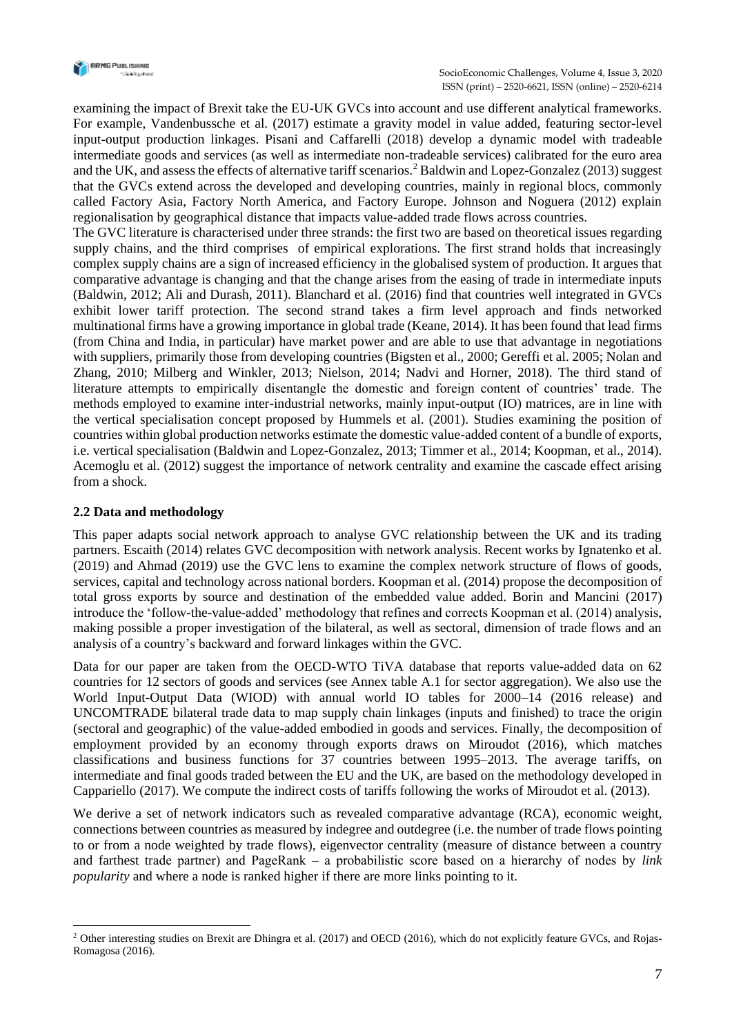examining the impact of Brexit take the EU-UK GVCs into account and use different analytical frameworks. For example, Vandenbussche et al. (2017) estimate a gravity model in value added, featuring sector-level input-output production linkages. Pisani and Caffarelli (2018) develop a dynamic model with tradeable intermediate goods and services (as well as intermediate non-tradeable services) calibrated for the euro area and the UK, and assess the effects of alternative tariff scenarios.[2] Baldwin and Lopez-Gonzalez (2013) suggest that the GVCs extend across the developed and developing countries, mainly in regional blocs, commonly called Factory Asia, Factory North America, and Factory Europe. Johnson and Noguera (2012) explain regionalisation by geographical distance that impacts value-added trade flows across countries.

The GVC literature is characterised under three strands: the first two are based on theoretical issues regarding supply chains, and the third comprises of empirical explorations. The first strand holds that increasingly complex supply chains are a sign of increased efficiency in the globalised system of production. It argues that comparative advantage is changing and that the change arises from the easing of trade in intermediate inputs (Baldwin, 2012; Ali and Durash, 2011). Blanchard et al. (2016) find that countries well integrated in GVCs exhibit lower tariff protection. The second strand takes a firm level approach and finds networked multinational firms have a growing importance in global trade (Keane, 2014). It has been found that lead firms (from China and India, in particular) have market power and are able to use that advantage in negotiations with suppliers, primarily those from developing countries (Bigsten et al., 2000; Gereffi et al. 2005; Nolan and Zhang, 2010; Milberg and Winkler, 2013; Nielson, 2014; Nadvi and Horner, 2018). The third stand of literature attempts to empirically disentangle the domestic and foreign content of countries' trade. The methods employed to examine inter-industrial networks, mainly input-output (IO) matrices, are in line with the vertical specialisation concept proposed by Hummels et al. (2001). Studies examining the position of countries within global production networks estimate the domestic value-added content of a bundle of exports, i.e. vertical specialisation (Baldwin and Lopez-Gonzalez, 2013; Timmer et al., 2014; Koopman, et al., 2014). Acemoglu et al. (2012) suggest the importance of network centrality and examine the cascade effect arising from a shock.

## 2.2 Data and methodology

This paper adapts social network approach to analyse GVC relationship between the UK and its trading partners. Escaith (2014) relates GVC decomposition with network analysis. Recent works by Ignatenko et al. (2019) and Ahmad (2019) use the GVC lens to examine the complex network structure of flows of goods, services, capital and technology across national borders. Koopman et al. (2014) propose the decomposition of total gross exports by source and destination of the embedded value added. Borin and Mancini (2017) introduce the 'follow-the-value-added' methodology that refines and corrects Koopman et al. (2014) analysis, making possible a proper investigation of the bilateral, as well as sectoral, dimension of trade flows and an analysis of a country's backward and forward linkages within the GVC.

Data for our paper are taken from the OECD-WTO TiVA database that reports value-added data on 62 countries for 12 sectors of goods and services (see Annex table A.1 for sector aggregation). We also use the World Input-Output Data (WIOD) with annual world IO tables for 2000–14 (2016 release) and UNCOMTRADE bilateral trade data to map supply chain linkages (inputs and finished) to trace the origin (sectoral and geographic) of the value-added embodied in goods and services. Finally, the decomposition of employment provided by an economy through exports draws on Miroudot (2016), which matches classifications and business functions for 37 countries between 1995–2013. The average tariffs, on intermediate and final goods traded between the EU and the UK, are based on the methodology developed in Cappariello (2017). We compute the indirect costs of tariffs following the works of Miroudot et al. (2013).

We derive a set of network indicators such as revealed comparative advantage (RCA), economic weight, connections between countries as measured by indegree and outdegree (i.e. the number of trade flows pointing to or from a node weighted by trade flows), eigenvector centrality (measure of distance between a country and farthest trade partner) and PageRank – a probabilistic score based on a hierarchy of nodes by *link popularity* and where a node is ranked higher if there are more links pointing to it.

[2] Other interesting studies on Brexit are Dhingra et al. (2017) and OECD (2016), which do not explicitly feature GVCs, and Rojas-Romagosa (2016).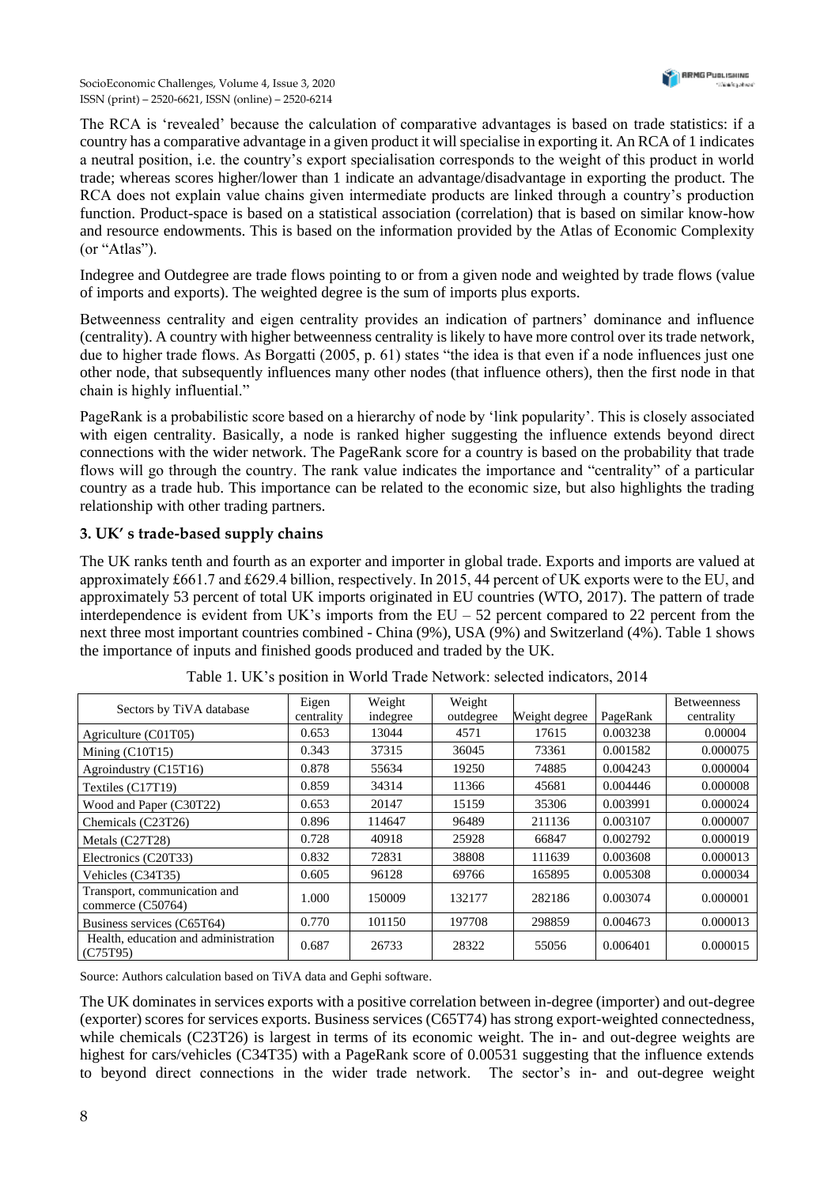The RCA is 'revealed' because the calculation of comparative advantages is based on trade statistics: if a country has a comparative advantage in a given product it will specialise in exporting it. An RCA of 1 indicates a neutral position, i.e. the country's export specialisation corresponds to the weight of this product in world trade; whereas scores higher/lower than 1 indicate an advantage/disadvantage in exporting the product. The RCA does not explain value chains given intermediate products are linked through a country's production function. Product-space is based on a statistical association (correlation) that is based on similar know-how and resource endowments. This is based on the information provided by the Atlas of Economic Complexity (or "Atlas").

Indegree and Outdegree are trade flows pointing to or from a given node and weighted by trade flows (value of imports and exports). The weighted degree is the sum of imports plus exports.

Betweenness centrality and eigen centrality provides an indication of partners' dominance and influence (centrality). A country with higher betweenness centrality is likely to have more control over its trade network, due to higher trade flows. As Borgatti (2005, p. 61) states "the idea is that even if a node influences just one other node, that subsequently influences many other nodes (that influence others), then the first node in that chain is highly influential."

PageRank is a probabilistic score based on a hierarchy of node by 'link popularity'. This is closely associated with eigen centrality. Basically, a node is ranked higher suggesting the influence extends beyond direct connections with the wider network. The PageRank score for a country is based on the probability that trade flows will go through the country. The rank value indicates the importance and "centrality" of a particular country as a trade hub. This importance can be related to the economic size, but also highlights the trading relationship with other trading partners.

## 3. UK' s trade-based supply chains

The UK ranks tenth and fourth as an exporter and importer in global trade. Exports and imports are valued at approximately £661.7 and £629.4 billion, respectively. In 2015, 44 percent of UK exports were to the EU, and approximately 53 percent of total UK imports originated in EU countries (WTO, 2017). The pattern of trade interdependence is evident from UK's imports from the EU – 52 percent compared to 22 percent from the next three most important countries combined - China (9%), USA (9%) and Switzerland (4%). Table 1 shows the importance of inputs and finished goods produced and traded by the UK.

Table 1. UK's position in World Trade Network: selected indicators, 2014

| Sectors by TiVA database | Eigen centrality | Weight indegree | Weight outdegree | Weight degree | PageRank | Betweenness centrality |
|---|---|---|---|---|---|---|
| Agriculture (C01T05) | 0.653 | 13044 | 4571 | 17615 | 0.003238 | 0.00004 |
| Mining (C10T15) | 0.343 | 37315 | 36045 | 73361 | 0.001582 | 0.000075 |
| Agroindustry (C15T16) | 0.878 | 55634 | 19250 | 74885 | 0.004243 | 0.000004 |
| Textiles (C17T19) | 0.859 | 34314 | 11366 | 45681 | 0.004446 | 0.000008 |
| Wood and Paper (C30T22) | 0.653 | 20147 | 15159 | 35306 | 0.003991 | 0.000024 |
| Chemicals (C23T26) | 0.896 | 114647 | 96489 | 211136 | 0.003107 | 0.000007 |
| Metals (C27T28) | 0.728 | 40918 | 25928 | 66847 | 0.002792 | 0.000019 |
| Electronics (C20T33) | 0.832 | 72831 | 38808 | 111639 | 0.003608 | 0.000013 |
| Vehicles (C34T35) | 0.605 | 96128 | 69766 | 165895 | 0.005308 | 0.000034 |
| Transport, communication and commerce (C50764) | 1.000 | 150009 | 132177 | 282186 | 0.003074 | 0.000001 |
| Business services (C65T64) | 0.770 | 101150 | 197708 | 298859 | 0.004673 | 0.000013 |
| Health, education and administration (C75T95) | 0.687 | 26733 | 28322 | 55056 | 0.006401 | 0.000015 |

Source: Authors calculation based on TiVA data and Gephi software.

The UK dominates in services exports with a positive correlation between in-degree (importer) and out-degree (exporter) scores for services exports. Business services (C65T74) has strong export-weighted connectedness, while chemicals (C23T26) is largest in terms of its economic weight. The in- and out-degree weights are highest for cars/vehicles (C34T35) with a PageRank score of 0.00531 suggesting that the influence extends to beyond direct connections in the wider trade network. The sector's in- and out-degree weight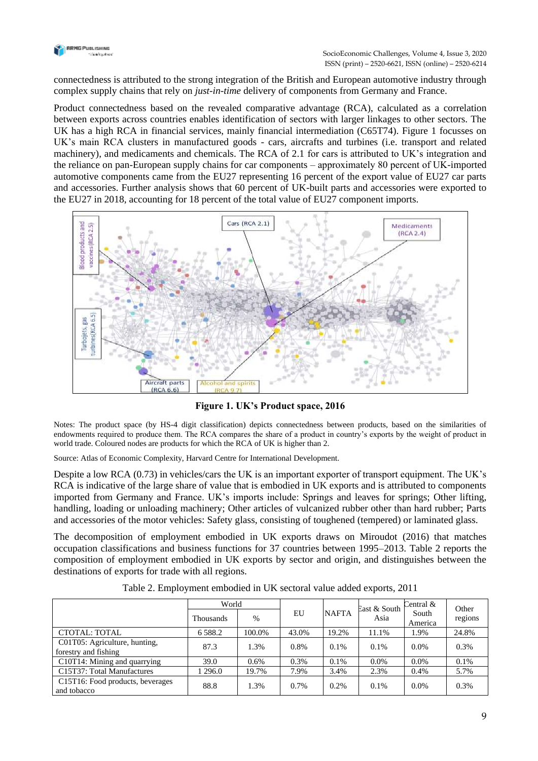connectedness is attributed to the strong integration of the British and European automotive industry through complex supply chains that rely on *just-in-time* delivery of components from Germany and France.

Product connectedness based on the revealed comparative advantage (RCA), calculated as a correlation between exports across countries enables identification of sectors with larger linkages to other sectors. The UK has a high RCA in financial services, mainly financial intermediation (C65T74). Figure 1 focusses on UK's main RCA clusters in manufactured goods - cars, aircrafts and turbines (i.e. transport and related machinery), and medicaments and chemicals. The RCA of 2.1 for cars is attributed to UK's integration and the reliance on pan-European supply chains for car components – approximately 80 percent of UK-imported automotive components came from the EU27 representing 16 percent of the export value of EU27 car parts and accessories. Further analysis shows that 60 percent of UK-built parts and accessories were exported to the EU27 in 2018, accounting for 18 percent of the total value of EU27 component imports.

**Figure 1. UK's Product space, 2016**

Notes: The product space (by HS-4 digit classification) depicts connectedness between products, based on the similarities of endowments required to produce them. The RCA compares the share of a product in country's exports by the weight of product in world trade. Coloured nodes are products for which the RCA of UK is higher than 2.

Source: Atlas of Economic Complexity, Harvard Centre for International Development.

Despite a low RCA (0.73) in vehicles/cars the UK is an important exporter of transport equipment. The UK's RCA is indicative of the large share of value that is embodied in UK exports and is attributed to components imported from Germany and France. UK's imports include: Springs and leaves for springs; Other lifting, handling, loading or unloading machinery; Other articles of vulcanized rubber other than hard rubber; Parts and accessories of the motor vehicles: Safety glass, consisting of toughened (tempered) or laminated glass.

The decomposition of employment embodied in UK exports draws on Miroudot (2016) that matches occupation classifications and business functions for 37 countries between 1995–2013. Table 2 reports the composition of employment embodied in UK exports by sector and origin, and distinguishes between the destinations of exports for trade with all regions.

Table 2. Employment embodied in UK sectoral value added exports, 2011

| | World | | EU | NAFTA | East & South Asia | Central & South America | Other regions |
|---|---|---|---|---|---|---|---|
| | Thousands | % | | | | | |
| CTOTAL: TOTAL | 6 588.2 | 100.0% | 43.0% | 19.2% | 11.1% | 1.9% | 24.8% |
| C01T05: Agriculture, hunting, forestry and fishing | 87.3 | 1.3% | 0.8% | 0.1% | 0.1% | 0.0% | 0.3% |
| C10T14: Mining and quarrying | 39.0 | 0.6% | 0.3% | 0.1% | 0.0% | 0.0% | 0.1% |
| C15T37: Total Manufactures | 1 296.0 | 19.7% | 7.9% | 3.4% | 2.3% | 0.4% | 5.7% |
| C15T16: Food products, beverages and tobacco | 88.8 | 1.3% | 0.7% | 0.2% | 0.1% | 0.0% | 0.3% |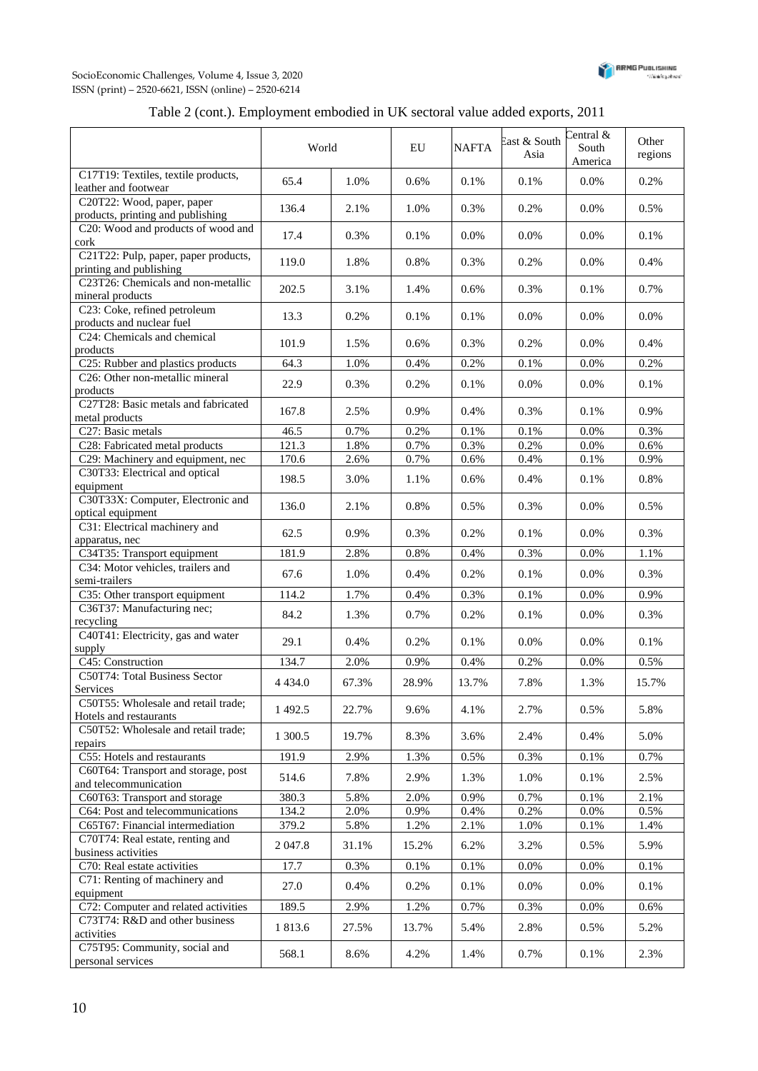Table 2 (cont.). Employment embodied in UK sectoral value added exports, 2011

| | World | | EU | NAFTA | East & South Asia | Central & South America | Other regions |
|---|---|---|---|---|---|---|---|
| C17T19: Textiles, textile products, leather and footwear | 65.4 | 1.0% | 0.6% | 0.1% | 0.1% | 0.0% | 0.2% |
| C20T22: Wood, paper, paper products, printing and publishing | 136.4 | 2.1% | 1.0% | 0.3% | 0.2% | 0.0% | 0.5% |
| C20: Wood and products of wood and cork | 17.4 | 0.3% | 0.1% | 0.0% | 0.0% | 0.0% | 0.1% |
| C21T22: Pulp, paper, paper products, printing and publishing | 119.0 | 1.8% | 0.8% | 0.3% | 0.2% | 0.0% | 0.4% |
| C23T26: Chemicals and non-metallic mineral products | 202.5 | 3.1% | 1.4% | 0.6% | 0.3% | 0.1% | 0.7% |
| C23: Coke, refined petroleum products and nuclear fuel | 13.3 | 0.2% | 0.1% | 0.1% | 0.0% | 0.0% | 0.0% |
| C24: Chemicals and chemical products | 101.9 | 1.5% | 0.6% | 0.3% | 0.2% | 0.0% | 0.4% |
| C25: Rubber and plastics products | 64.3 | 1.0% | 0.4% | 0.2% | 0.1% | 0.0% | 0.2% |
| C26: Other non-metallic mineral products | 22.9 | 0.3% | 0.2% | 0.1% | 0.0% | 0.0% | 0.1% |
| C27T28: Basic metals and fabricated metal products | 167.8 | 2.5% | 0.9% | 0.4% | 0.3% | 0.1% | 0.9% |
| C27: Basic metals | 46.5 | 0.7% | 0.2% | 0.1% | 0.1% | 0.0% | 0.3% |
| C28: Fabricated metal products | 121.3 | 1.8% | 0.7% | 0.3% | 0.2% | 0.0% | 0.6% |
| C29: Machinery and equipment, nec | 170.6 | 2.6% | 0.7% | 0.6% | 0.4% | 0.1% | 0.9% |
| C30T33: Electrical and optical equipment | 198.5 | 3.0% | 1.1% | 0.6% | 0.4% | 0.1% | 0.8% |
| C30T33X: Computer, Electronic and optical equipment | 136.0 | 2.1% | 0.8% | 0.5% | 0.3% | 0.0% | 0.5% |
| C31: Electrical machinery and apparatus, nec | 62.5 | 0.9% | 0.3% | 0.2% | 0.1% | 0.0% | 0.3% |
| C34T35: Transport equipment | 181.9 | 2.8% | 0.8% | 0.4% | 0.3% | 0.0% | 1.1% |
| C34: Motor vehicles, trailers and semi-trailers | 67.6 | 1.0% | 0.4% | 0.2% | 0.1% | 0.0% | 0.3% |
| C35: Other transport equipment | 114.2 | 1.7% | 0.4% | 0.3% | 0.1% | 0.0% | 0.9% |
| C36T37: Manufacturing nec; recycling | 84.2 | 1.3% | 0.7% | 0.2% | 0.1% | 0.0% | 0.3% |
| C40T41: Electricity, gas and water supply | 29.1 | 0.4% | 0.2% | 0.1% | 0.0% | 0.0% | 0.1% |
| C45: Construction | 134.7 | 2.0% | 0.9% | 0.4% | 0.2% | 0.0% | 0.5% |
| C50T74: Total Business Sector Services | 4 434.0 | 67.3% | 28.9% | 13.7% | 7.8% | 1.3% | 15.7% |
| C50T55: Wholesale and retail trade; Hotels and restaurants | 1 492.5 | 22.7% | 9.6% | 4.1% | 2.7% | 0.5% | 5.8% |
| C50T52: Wholesale and retail trade; repairs | 1 300.5 | 19.7% | 8.3% | 3.6% | 2.4% | 0.4% | 5.0% |
| C55: Hotels and restaurants | 191.9 | 2.9% | 1.3% | 0.5% | 0.3% | 0.1% | 0.7% |
| C60T64: Transport and storage, post and telecommunication | 514.6 | 7.8% | 2.9% | 1.3% | 1.0% | 0.1% | 2.5% |
| C60T63: Transport and storage | 380.3 | 5.8% | 2.0% | 0.9% | 0.7% | 0.1% | 2.1% |
| C64: Post and telecommunications | 134.2 | 2.0% | 0.9% | 0.4% | 0.2% | 0.0% | 0.5% |
| C65T67: Financial intermediation | 379.2 | 5.8% | 1.2% | 2.1% | 1.0% | 0.1% | 1.4% |
| C70T74: Real estate, renting and business activities | 2 047.8 | 31.1% | 15.2% | 6.2% | 3.2% | 0.5% | 5.9% |
| C70: Real estate activities | 17.7 | 0.3% | 0.1% | 0.1% | 0.0% | 0.0% | 0.1% |
| C71: Renting of machinery and equipment | 27.0 | 0.4% | 0.2% | 0.1% | 0.0% | 0.0% | 0.1% |
| C72: Computer and related activities | 189.5 | 2.9% | 1.2% | 0.7% | 0.3% | 0.0% | 0.6% |
| C73T74: R&D and other business activities | 1 813.6 | 27.5% | 13.7% | 5.4% | 2.8% | 0.5% | 5.2% |
| C75T95: Community, social and personal services | 568.1 | 8.6% | 4.2% | 1.4% | 0.7% | 0.1% | 2.3% |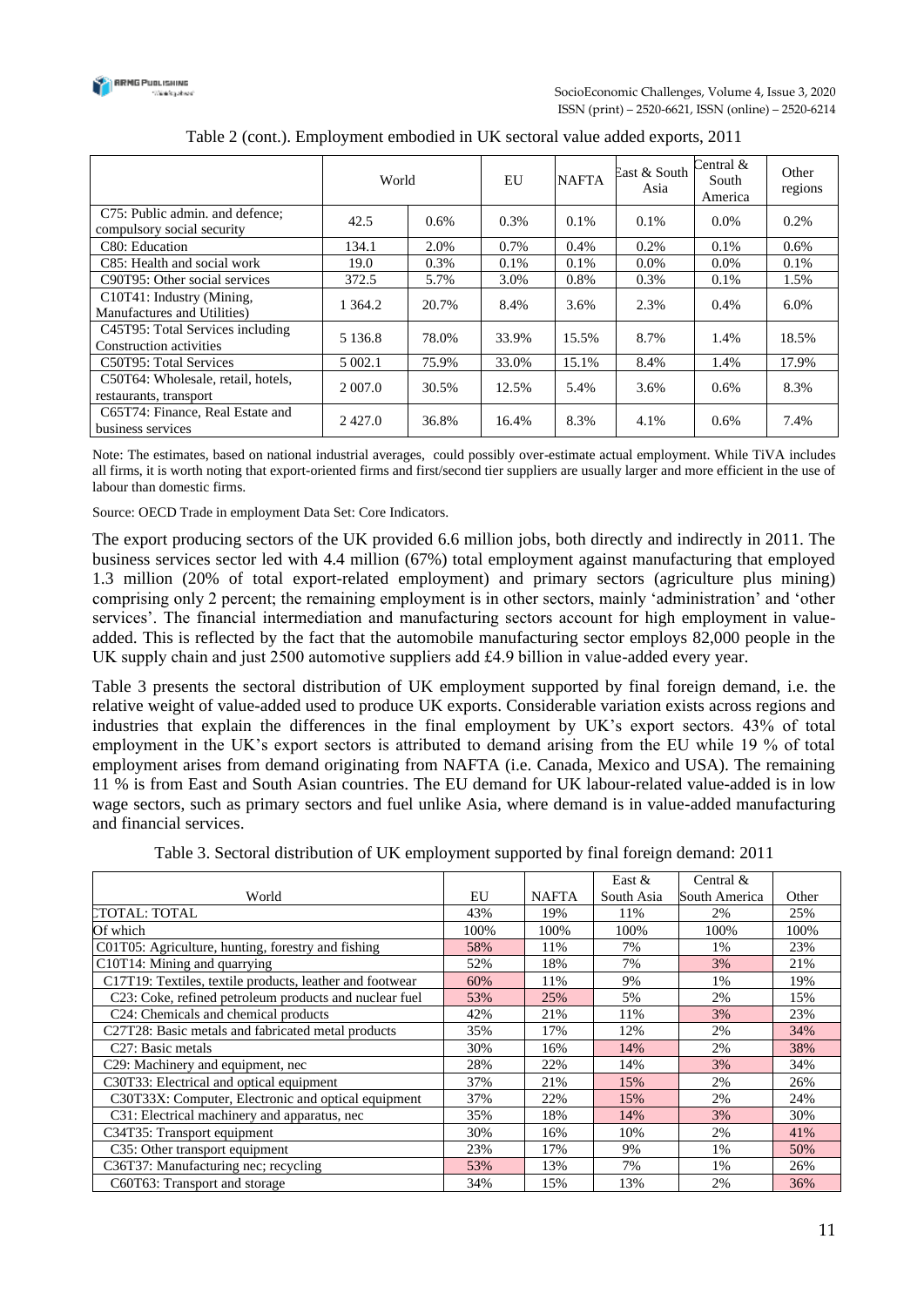Table 2 (cont.). Employment embodied in UK sectoral value added exports, 2011

| | World | | EU | NAFTA | East & South Asia | Central & South America | Other regions |
|---|---|---|---|---|---|---|---|
| C75: Public admin. and defence; compulsory social security | 42.5 | 0.6% | 0.3% | 0.1% | 0.1% | 0.0% | 0.2% |
| C80: Education | 134.1 | 2.0% | 0.7% | 0.4% | 0.2% | 0.1% | 0.6% |
| C85: Health and social work | 19.0 | 0.3% | 0.1% | 0.1% | 0.0% | 0.0% | 0.1% |
| C90T95: Other social services | 372.5 | 5.7% | 3.0% | 0.8% | 0.3% | 0.1% | 1.5% |
| C10T41: Industry (Mining, Manufactures and Utilities) | 1 364.2 | 20.7% | 8.4% | 3.6% | 2.3% | 0.4% | 6.0% |
| C45T95: Total Services including Construction activities | 5 136.8 | 78.0% | 33.9% | 15.5% | 8.7% | 1.4% | 18.5% |
| C50T95: Total Services | 5 002.1 | 75.9% | 33.0% | 15.1% | 8.4% | 1.4% | 17.9% |
| C50T64: Wholesale, retail, hotels, restaurants, transport | 2 007.0 | 30.5% | 12.5% | 5.4% | 3.6% | 0.6% | 8.3% |
| C65T74: Finance, Real Estate and business services | 2 427.0 | 36.8% | 16.4% | 8.3% | 4.1% | 0.6% | 7.4% |

Note: The estimates, based on national industrial averages, could possibly over-estimate actual employment. While TiVA includes all firms, it is worth noting that export-oriented firms and first/second tier suppliers are usually larger and more efficient in the use of labour than domestic firms.

Source: OECD Trade in employment Data Set: Core Indicators.

The export producing sectors of the UK provided 6.6 million jobs, both directly and indirectly in 2011. The business services sector led with 4.4 million (67%) total employment against manufacturing that employed 1.3 million (20% of total export-related employment) and primary sectors (agriculture plus mining) comprising only 2 percent; the remaining employment is in other sectors, mainly 'administration' and 'other services'. The financial intermediation and manufacturing sectors account for high employment in value-added. This is reflected by the fact that the automobile manufacturing sector employs 82,000 people in the UK supply chain and just 2500 automotive suppliers add £4.9 billion in value-added every year.

Table 3 presents the sectoral distribution of UK employment supported by final foreign demand, i.e. the relative weight of value-added used to produce UK exports. Considerable variation exists across regions and industries that explain the differences in the final employment by UK's export sectors. 43% of total employment in the UK's export sectors is attributed to demand arising from the EU while 19 % of total employment arises from demand originating from NAFTA (i.e. Canada, Mexico and USA). The remaining 11 % is from East and South Asian countries. The EU demand for UK labour-related value-added is in low wage sectors, such as primary sectors and fuel unlike Asia, where demand is in value-added manufacturing and financial services.

Table 3. Sectoral distribution of UK employment supported by final foreign demand: 2011

| World | EU | NAFTA | East & South Asia | Central & South America | Other |
|---|---|---|---|---|---|
| CTOTAL: TOTAL | 43% | 19% | 11% | 2% | 25% |
| Of which | 100% | 100% | 100% | 100% | 100% |
| C01T05: Agriculture, hunting, forestry and fishing | 58% | 11% | 7% | 1% | 23% |
| C10T14: Mining and quarrying | 52% | 18% | 7% | 3% | 21% |
| C17T19: Textiles, textile products, leather and footwear | 60% | 11% | 9% | 1% | 19% |
| C23: Coke, refined petroleum products and nuclear fuel | 53% | 25% | 5% | 2% | 15% |
| C24: Chemicals and chemical products | 42% | 21% | 11% | 3% | 23% |
| C27T28: Basic metals and fabricated metal products | 35% | 17% | 12% | 2% | 34% |
| C27: Basic metals | 30% | 16% | 14% | 2% | 38% |
| C29: Machinery and equipment, nec | 28% | 22% | 14% | 3% | 34% |
| C30T33: Electrical and optical equipment | 37% | 21% | 15% | 2% | 26% |
| C30T33X: Computer, Electronic and optical equipment | 37% | 22% | 15% | 2% | 24% |
| C31: Electrical machinery and apparatus, nec | 35% | 18% | 14% | 3% | 30% |
| C34T35: Transport equipment | 30% | 16% | 10% | 2% | 41% |
| C35: Other transport equipment | 23% | 17% | 9% | 1% | 50% |
| C36T37: Manufacturing nec; recycling | 53% | 13% | 7% | 1% | 26% |
| C60T63: Transport and storage | 34% | 15% | 13% | 2% | 36% |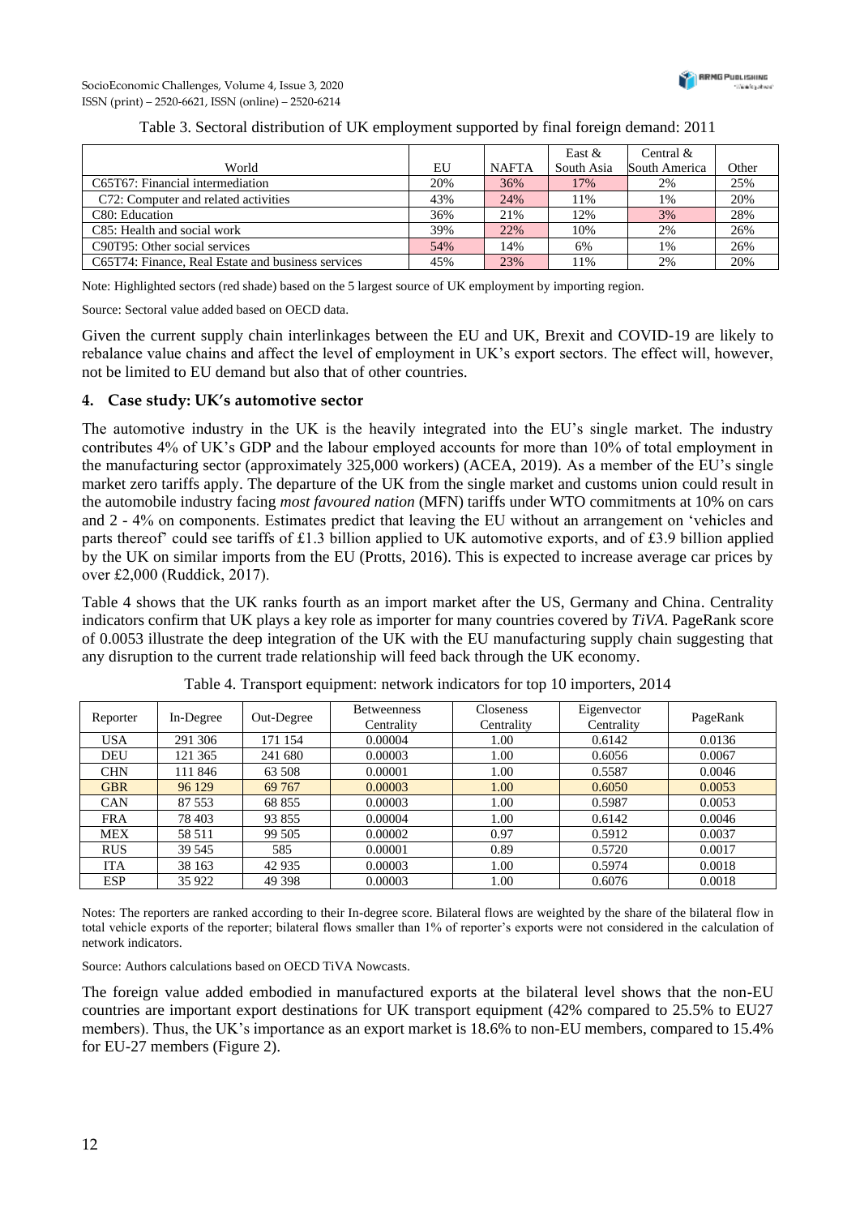Table 3. Sectoral distribution of UK employment supported by final foreign demand: 2011

| World | EU | NAFTA | East & South Asia | Central & South America | Other |
|---|---|---|---|---|---|
| C65T67: Financial intermediation | 20% | 36% | 17% | 2% | 25% |
| C72: Computer and related activities | 43% | 24% | 11% | 1% | 20% |
| C80: Education | 36% | 21% | 12% | 3% | 28% |
| C85: Health and social work | 39% | 22% | 10% | 2% | 26% |
| C90T95: Other social services | 54% | 14% | 6% | 1% | 26% |
| C65T74: Finance, Real Estate and business services | 45% | 23% | 11% | 2% | 20% |

Note: Highlighted sectors (red shade) based on the 5 largest source of UK employment by importing region.

Source: Sectoral value added based on OECD data.

Given the current supply chain interlinkages between the EU and UK, Brexit and COVID-19 are likely to rebalance value chains and affect the level of employment in UK's export sectors. The effect will, however, not be limited to EU demand but also that of other countries.

## 4. Case study: UK's automotive sector

The automotive industry in the UK is the heavily integrated into the EU's single market. The industry contributes 4% of UK's GDP and the labour employed accounts for more than 10% of total employment in the manufacturing sector (approximately 325,000 workers) (ACEA, 2019). As a member of the EU's single market zero tariffs apply. The departure of the UK from the single market and customs union could result in the automobile industry facing *most favoured nation* (MFN) tariffs under WTO commitments at 10% on cars and 2 - 4% on components. Estimates predict that leaving the EU without an arrangement on 'vehicles and parts thereof' could see tariffs of £1.3 billion applied to UK automotive exports, and of £3.9 billion applied by the UK on similar imports from the EU (Protts, 2016). This is expected to increase average car prices by over £2,000 (Ruddick, 2017).

Table 4 shows that the UK ranks fourth as an import market after the US, Germany and China. Centrality indicators confirm that UK plays a key role as importer for many countries covered by *TiVA*. PageRank score of 0.0053 illustrate the deep integration of the UK with the EU manufacturing supply chain suggesting that any disruption to the current trade relationship will feed back through the UK economy.

Table 4. Transport equipment: network indicators for top 10 importers, 2014

| Reporter | In-Degree | Out-Degree | Betweenness Centrality | Closeness Centrality | Eigenvector Centrality | PageRank |
|---|---|---|---|---|---|---|
| USA | 291 306 | 171 154 | 0.00004 | 1.00 | 0.6142 | 0.0136 |
| DEU | 121 365 | 241 680 | 0.00003 | 1.00 | 0.6056 | 0.0067 |
| CHN | 111 846 | 63 508 | 0.00001 | 1.00 | 0.5587 | 0.0046 |
| GBR | 96 129 | 69 767 | 0.00003 | 1.00 | 0.6050 | 0.0053 |
| CAN | 87 553 | 68 855 | 0.00003 | 1.00 | 0.5987 | 0.0053 |
| FRA | 78 403 | 93 855 | 0.00004 | 1.00 | 0.6142 | 0.0046 |
| MEX | 58 511 | 99 505 | 0.00002 | 0.97 | 0.5912 | 0.0037 |
| RUS | 39 545 | 585 | 0.00001 | 0.89 | 0.5720 | 0.0017 |
| ITA | 38 163 | 42 935 | 0.00003 | 1.00 | 0.5974 | 0.0018 |
| ESP | 35 922 | 49 398 | 0.00003 | 1.00 | 0.6076 | 0.0018 |

Notes: The reporters are ranked according to their In-degree score. Bilateral flows are weighted by the share of the bilateral flow in total vehicle exports of the reporter; bilateral flows smaller than 1% of reporter's exports were not considered in the calculation of network indicators.

Source: Authors calculations based on OECD TiVA Nowcasts.

The foreign value added embodied in manufactured exports at the bilateral level shows that the non-EU countries are important export destinations for UK transport equipment (42% compared to 25.5% to EU27 members). Thus, the UK's importance as an export market is 18.6% to non-EU members, compared to 15.4% for EU-27 members (Figure 2).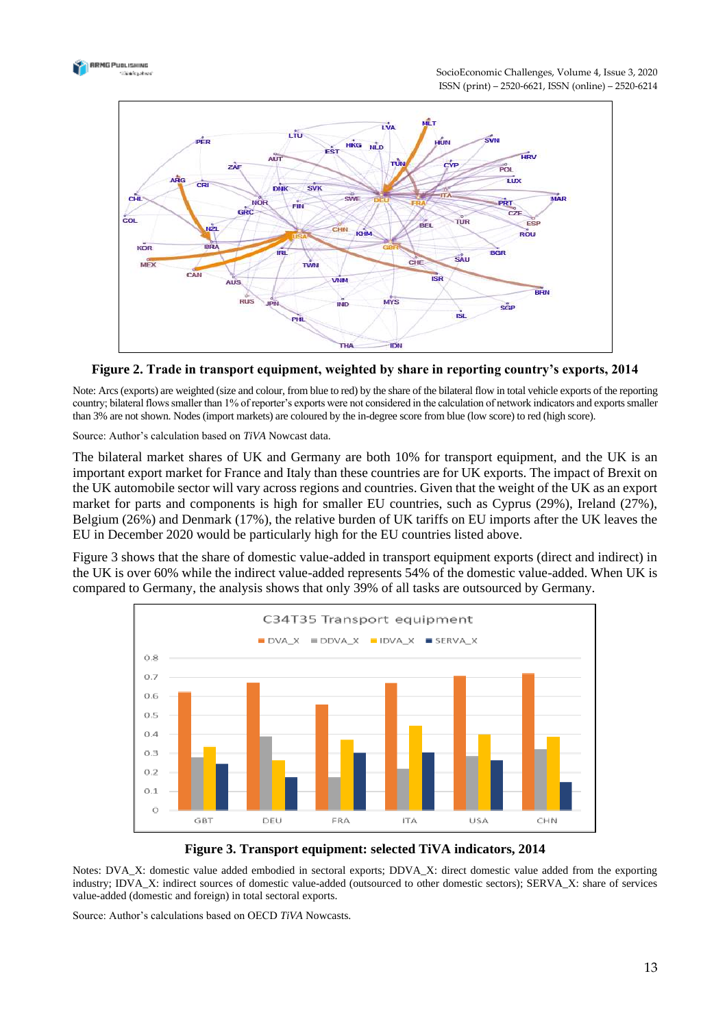**Figure 2. Trade in transport equipment, weighted by share in reporting country's exports, 2014**

Note: Arcs (exports) are weighted (size and colour, from blue to red) by the share of the bilateral flow in total vehicle exports of the reporting country; bilateral flows smaller than 1% of reporter's exports were not considered in the calculation of network indicators and exports smaller than 3% are not shown. Nodes (import markets) are coloured by the in-degree score from blue (low score) to red (high score).

Source: Author's calculation based on *TiVA* Nowcast data.

The bilateral market shares of UK and Germany are both 10% for transport equipment, and the UK is an important export market for France and Italy than these countries are for UK exports. The impact of Brexit on the UK automobile sector will vary across regions and countries. Given that the weight of the UK as an export market for parts and components is high for smaller EU countries, such as Cyprus (29%), Ireland (27%), Belgium (26%) and Denmark (17%), the relative burden of UK tariffs on EU imports after the UK leaves the EU in December 2020 would be particularly high for the EU countries listed above.

Figure 3 shows that the share of domestic value-added in transport equipment exports (direct and indirect) in the UK is over 60% while the indirect value-added represents 54% of the domestic value-added. When UK is compared to Germany, the analysis shows that only 39% of all tasks are outsourced by Germany.

**Figure 3. Transport equipment: selected TiVA indicators, 2014**

Notes: DVA_X: domestic value added embodied in sectoral exports; DDVA_X: direct domestic value added from the exporting industry; IDVA_X: indirect sources of domestic value-added (outsourced to other domestic sectors); SERVA_X: share of services value-added (domestic and foreign) in total sectoral exports.

Source: Author's calculations based on OECD *TiVA* Nowcasts.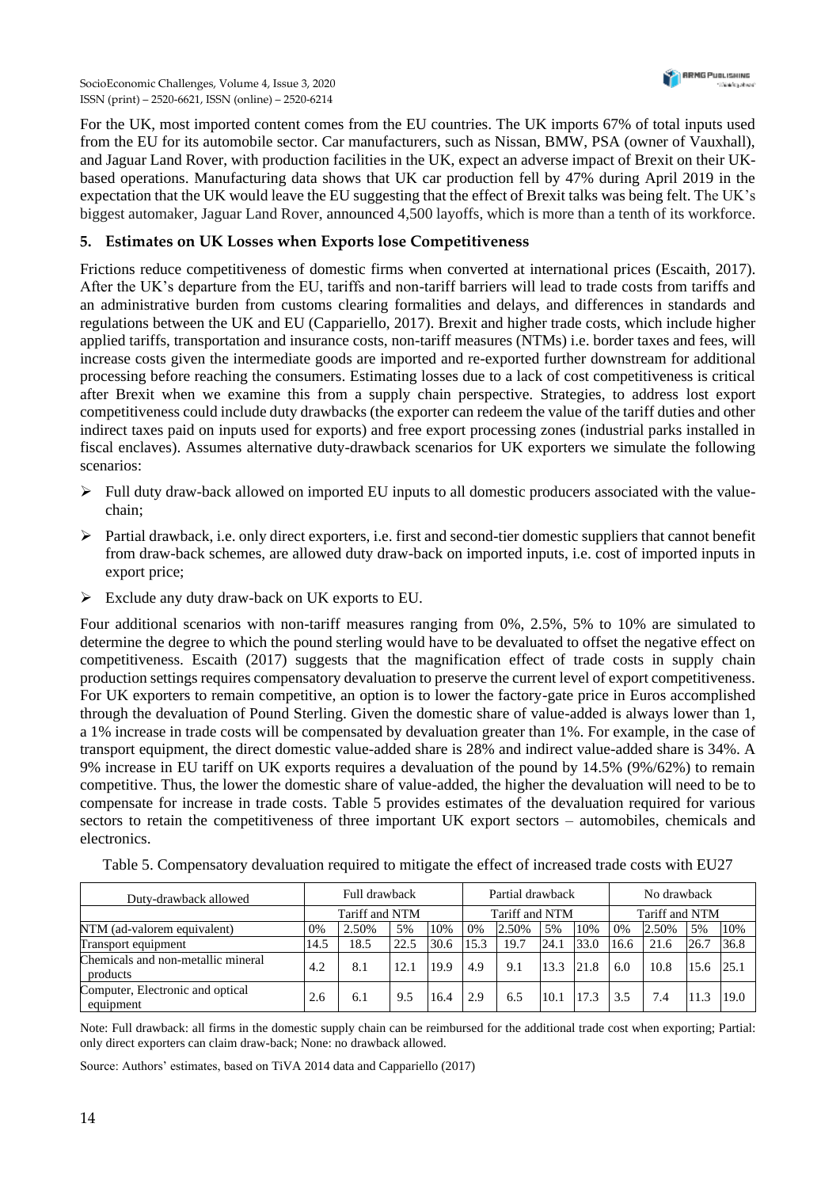For the UK, most imported content comes from the EU countries. The UK imports 67% of total inputs used from the EU for its automobile sector. Car manufacturers, such as Nissan, BMW, PSA (owner of Vauxhall), and Jaguar Land Rover, with production facilities in the UK, expect an adverse impact of Brexit on their UK-based operations. Manufacturing data shows that UK car production fell by 47% during April 2019 in the expectation that the UK would leave the EU suggesting that the effect of Brexit talks was being felt. The UK's biggest automaker, Jaguar Land Rover, announced 4,500 layoffs, which is more than a tenth of its workforce.

## 5. Estimates on UK Losses when Exports lose Competitiveness

Frictions reduce competitiveness of domestic firms when converted at international prices (Escaith, 2017). After the UK's departure from the EU, tariffs and non-tariff barriers will lead to trade costs from tariffs and an administrative burden from customs clearing formalities and delays, and differences in standards and regulations between the UK and EU (Cappariello, 2017). Brexit and higher trade costs, which include higher applied tariffs, transportation and insurance costs, non-tariff measures (NTMs) i.e. border taxes and fees, will increase costs given the intermediate goods are imported and re-exported further downstream for additional processing before reaching the consumers. Estimating losses due to a lack of cost competitiveness is critical after Brexit when we examine this from a supply chain perspective. Strategies, to address lost export competitiveness could include duty drawbacks (the exporter can redeem the value of the tariff duties and other indirect taxes paid on inputs used for exports) and free export processing zones (industrial parks installed in fiscal enclaves). Assumes alternative duty-drawback scenarios for UK exporters we simulate the following scenarios:

- Full duty draw-back allowed on imported EU inputs to all domestic producers associated with the value-chain;
- Partial drawback, i.e. only direct exporters, i.e. first and second-tier domestic suppliers that cannot benefit from draw-back schemes, are allowed duty draw-back on imported inputs, i.e. cost of imported inputs in export price;
- Exclude any duty draw-back on UK exports to EU.

Four additional scenarios with non-tariff measures ranging from 0%, 2.5%, 5% to 10% are simulated to determine the degree to which the pound sterling would have to be devaluated to offset the negative effect on competitiveness. Escaith (2017) suggests that the magnification effect of trade costs in supply chain production settings requires compensatory devaluation to preserve the current level of export competitiveness. For UK exporters to remain competitive, an option is to lower the factory-gate price in Euros accomplished through the devaluation of Pound Sterling. Given the domestic share of value-added is always lower than 1, a 1% increase in trade costs will be compensated by devaluation greater than 1%. For example, in the case of transport equipment, the direct domestic value-added share is 28% and indirect value-added share is 34%. A 9% increase in EU tariff on UK exports requires a devaluation of the pound by 14.5% (9%/62%) to remain competitive. Thus, the lower the domestic share of value-added, the higher the devaluation will need to be to compensate for increase in trade costs. Table 5 provides estimates of the devaluation required for various sectors to retain the competitiveness of three important UK export sectors – automobiles, chemicals and electronics.

Table 5. Compensatory devaluation required to mitigate the effect of increased trade costs with EU27

| Duty-drawback allowed | Full drawback | | | | Partial drawback | | | | No drawback | | | |
|---|---|---|---|---|---|---|---|---|---|---|---|---|
| | Tariff and NTM | | | | Tariff and NTM | | | | Tariff and NTM | | | |
| NTM (ad-valorem equivalent) | 0% | 2.50% | 5% | 10% | 0% | 2.50% | 5% | 10% | 0% | 2.50% | 5% | 10% |
| Transport equipment | 14.5 | 18.5 | 22.5 | 30.6 | 15.3 | 19.7 | 24.1 | 33.0 | 16.6 | 21.6 | 26.7 | 36.8 |
| Chemicals and non-metallic mineral products | 4.2 | 8.1 | 12.1 | 19.9 | 4.9 | 9.1 | 13.3 | 21.8 | 6.0 | 10.8 | 15.6 | 25.1 |
| Computer, Electronic and optical equipment | 2.6 | 6.1 | 9.5 | 16.4 | 2.9 | 6.5 | 10.1 | 17.3 | 3.5 | 7.4 | 11.3 | 19.0 |

Note: Full drawback: all firms in the domestic supply chain can be reimbursed for the additional trade cost when exporting; Partial: only direct exporters can claim draw-back; None: no drawback allowed.

Source: Authors' estimates, based on TiVA 2014 data and Cappariello (2017)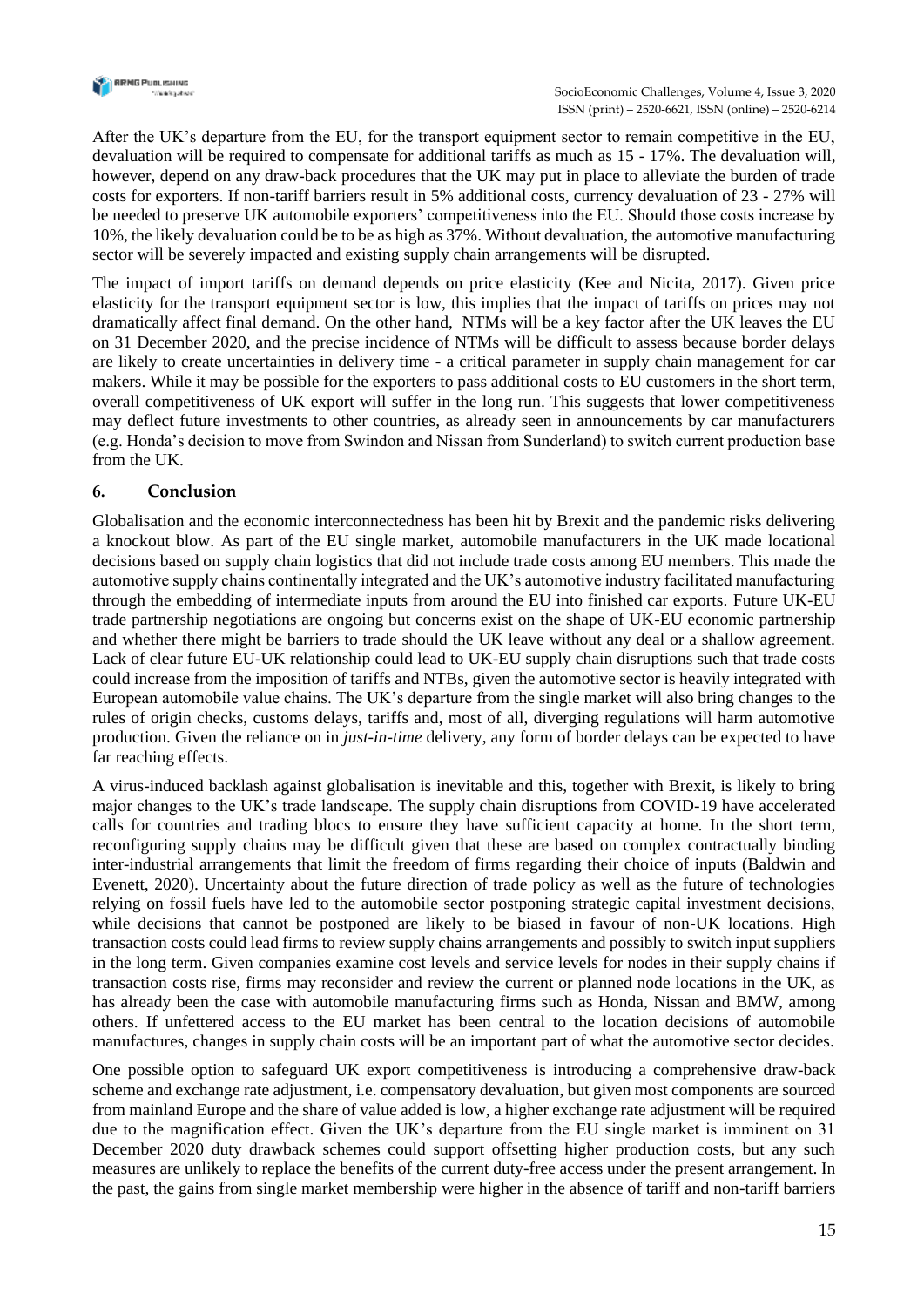After the UK's departure from the EU, for the transport equipment sector to remain competitive in the EU, devaluation will be required to compensate for additional tariffs as much as 15 - 17%. The devaluation will, however, depend on any draw-back procedures that the UK may put in place to alleviate the burden of trade costs for exporters. If non-tariff barriers result in 5% additional costs, currency devaluation of 23 - 27% will be needed to preserve UK automobile exporters' competitiveness into the EU. Should those costs increase by 10%, the likely devaluation could be to be as high as 37%. Without devaluation, the automotive manufacturing sector will be severely impacted and existing supply chain arrangements will be disrupted.

The impact of import tariffs on demand depends on price elasticity (Kee and Nicita, 2017). Given price elasticity for the transport equipment sector is low, this implies that the impact of tariffs on prices may not dramatically affect final demand. On the other hand, NTMs will be a key factor after the UK leaves the EU on 31 December 2020, and the precise incidence of NTMs will be difficult to assess because border delays are likely to create uncertainties in delivery time - a critical parameter in supply chain management for car makers. While it may be possible for the exporters to pass additional costs to EU customers in the short term, overall competitiveness of UK export will suffer in the long run. This suggests that lower competitiveness may deflect future investments to other countries, as already seen in announcements by car manufacturers (e.g. Honda's decision to move from Swindon and Nissan from Sunderland) to switch current production base from the UK.

## 6. Conclusion

Globalisation and the economic interconnectedness has been hit by Brexit and the pandemic risks delivering a knockout blow. As part of the EU single market, automobile manufacturers in the UK made locational decisions based on supply chain logistics that did not include trade costs among EU members. This made the automotive supply chains continentally integrated and the UK's automotive industry facilitated manufacturing through the embedding of intermediate inputs from around the EU into finished car exports. Future UK-EU trade partnership negotiations are ongoing but concerns exist on the shape of UK-EU economic partnership and whether there might be barriers to trade should the UK leave without any deal or a shallow agreement. Lack of clear future EU-UK relationship could lead to UK-EU supply chain disruptions such that trade costs could increase from the imposition of tariffs and NTBs, given the automotive sector is heavily integrated with European automobile value chains. The UK's departure from the single market will also bring changes to the rules of origin checks, customs delays, tariffs and, most of all, diverging regulations will harm automotive production. Given the reliance on in *just-in-time* delivery, any form of border delays can be expected to have far reaching effects.

A virus-induced backlash against globalisation is inevitable and this, together with Brexit, is likely to bring major changes to the UK's trade landscape. The supply chain disruptions from COVID-19 have accelerated calls for countries and trading blocs to ensure they have sufficient capacity at home. In the short term, reconfiguring supply chains may be difficult given that these are based on complex contractually binding inter-industrial arrangements that limit the freedom of firms regarding their choice of inputs (Baldwin and Evenett, 2020). Uncertainty about the future direction of trade policy as well as the future of technologies relying on fossil fuels have led to the automobile sector postponing strategic capital investment decisions, while decisions that cannot be postponed are likely to be biased in favour of non-UK locations. High transaction costs could lead firms to review supply chains arrangements and possibly to switch input suppliers in the long term. Given companies examine cost levels and service levels for nodes in their supply chains if transaction costs rise, firms may reconsider and review the current or planned node locations in the UK, as has already been the case with automobile manufacturing firms such as Honda, Nissan and BMW, among others. If unfettered access to the EU market has been central to the location decisions of automobile manufactures, changes in supply chain costs will be an important part of what the automotive sector decides.

One possible option to safeguard UK export competitiveness is introducing a comprehensive draw-back scheme and exchange rate adjustment, i.e. compensatory devaluation, but given most components are sourced from mainland Europe and the share of value added is low, a higher exchange rate adjustment will be required due to the magnification effect. Given the UK's departure from the EU single market is imminent on 31 December 2020 duty drawback schemes could support offsetting higher production costs, but any such measures are unlikely to replace the benefits of the current duty-free access under the present arrangement. In the past, the gains from single market membership were higher in the absence of tariff and non-tariff barriers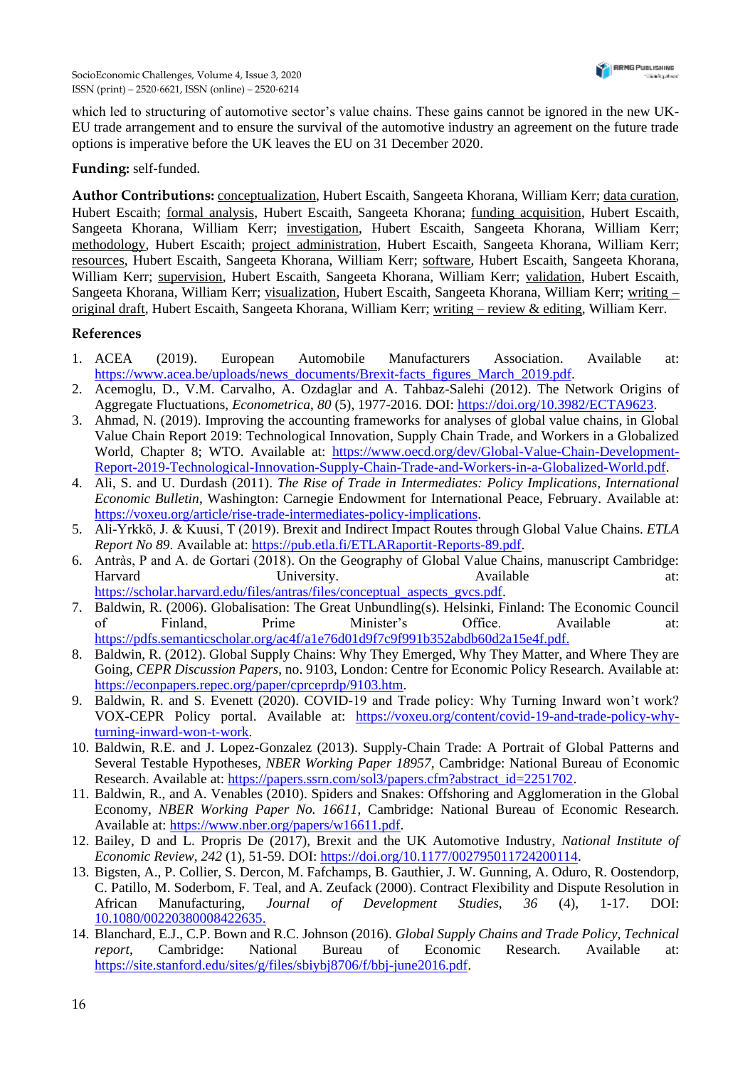which led to structuring of automotive sector's value chains. These gains cannot be ignored in the new UK-EU trade arrangement and to ensure the survival of the automotive industry an agreement on the future trade options is imperative before the UK leaves the EU on 31 December 2020.

**Funding:** self-funded.

**Author Contributions:** conceptualization, Hubert Escaith, Sangeeta Khorana, William Kerr; data curation, Hubert Escaith; formal analysis, Hubert Escaith, Sangeeta Khorana; funding acquisition, Hubert Escaith, Sangeeta Khorana, William Kerr; investigation, Hubert Escaith, Sangeeta Khorana, William Kerr; methodology, Hubert Escaith; project administration, Hubert Escaith, Sangeeta Khorana, William Kerr; resources, Hubert Escaith, Sangeeta Khorana, William Kerr; software, Hubert Escaith, Sangeeta Khorana, William Kerr; supervision, Hubert Escaith, Sangeeta Khorana, William Kerr; validation, Hubert Escaith, Sangeeta Khorana, William Kerr; visualization, Hubert Escaith, Sangeeta Khorana, William Kerr; writing – original draft, Hubert Escaith, Sangeeta Khorana, William Kerr; writing – review & editing, William Kerr.

## References

1. ACEA (2019). European Automobile Manufacturers Association. Available at: https://www.acea.be/uploads/news_documents/Brexit-facts_figures_March_2019.pdf.
2. Acemoglu, D., V.M. Carvalho, A. Ozdaglar and A. Tahbaz-Salehi (2012). The Network Origins of Aggregate Fluctuations, *Econometrica*, *80* (5), 1977-2016. DOI: https://doi.org/10.3982/ECTA9623.
3. Ahmad, N. (2019). Improving the accounting frameworks for analyses of global value chains, in Global Value Chain Report 2019: Technological Innovation, Supply Chain Trade, and Workers in a Globalized World, Chapter 8; WTO. Available at: https://www.oecd.org/dev/Global-Value-Chain-Development-Report-2019-Technological-Innovation-Supply-Chain-Trade-and-Workers-in-a-Globalized-World.pdf.
4. Ali, S. and U. Durdash (2011). *The Rise of Trade in Intermediates: Policy Implications, International Economic Bulletin*, Washington: Carnegie Endowment for International Peace, February. Available at: https://voxeu.org/article/rise-trade-intermediates-policy-implications.
5. Ali-Yrkkö, J. & Kuusi, T (2019). Brexit and Indirect Impact Routes through Global Value Chains. *ETLA Report No 89*. Available at: https://pub.etla.fi/ETLARaportit-Reports-89.pdf.
6. Antràs, P and A. de Gortari (2018). On the Geography of Global Value Chains, manuscript Cambridge: Harvard University. Available at: https://scholar.harvard.edu/files/antras/files/conceptual_aspects_gvcs.pdf.
7. Baldwin, R. (2006). Globalisation: The Great Unbundling(s). Helsinki, Finland: The Economic Council of Finland, Prime Minister's Office. Available at: https://pdfs.semanticscholar.org/ac4f/a1e76d01d9f7c9f991b352abdb60d2a15e4f.pdf.
8. Baldwin, R. (2012). Global Supply Chains: Why They Emerged, Why They Matter, and Where They are Going, *CEPR Discussion Papers*, no. 9103, London: Centre for Economic Policy Research. Available at: https://econpapers.repec.org/paper/cprceprdp/9103.htm.
9. Baldwin, R. and S. Evenett (2020). COVID-19 and Trade policy: Why Turning Inward won't work? VOX-CEPR Policy portal. Available at: https://voxeu.org/content/covid-19-and-trade-policy-why-turning-inward-won-t-work.
10. Baldwin, R.E. and J. Lopez-Gonzalez (2013). Supply-Chain Trade: A Portrait of Global Patterns and Several Testable Hypotheses, *NBER Working Paper 18957*, Cambridge: National Bureau of Economic Research. Available at: https://papers.ssrn.com/sol3/papers.cfm?abstract_id=2251702.
11. Baldwin, R., and A. Venables (2010). Spiders and Snakes: Offshoring and Agglomeration in the Global Economy, *NBER Working Paper No. 16611*, Cambridge: National Bureau of Economic Research. Available at: https://www.nber.org/papers/w16611.pdf.
12. Bailey, D and L. Propris De (2017), Brexit and the UK Automotive Industry, *National Institute of Economic Review*, *242* (1), 51-59. DOI: https://doi.org/10.1177/002795011724200114.
13. Bigsten, A., P. Collier, S. Dercon, M. Fafchamps, B. Gauthier, J. W. Gunning, A. Oduro, R. Oostendorp, C. Patillo, M. Soderbom, F. Teal, and A. Zeufack (2000). Contract Flexibility and Dispute Resolution in African Manufacturing, *Journal of Development Studies*, *36* (4), 1-17. DOI: 10.1080/00220380008422635.
14. Blanchard, E.J., C.P. Bown and R.C. Johnson (2016). *Global Supply Chains and Trade Policy, Technical report*, Cambridge: National Bureau of Economic Research. Available at: https://site.stanford.edu/sites/g/files/sbiybj8706/f/bbj-june2016.pdf.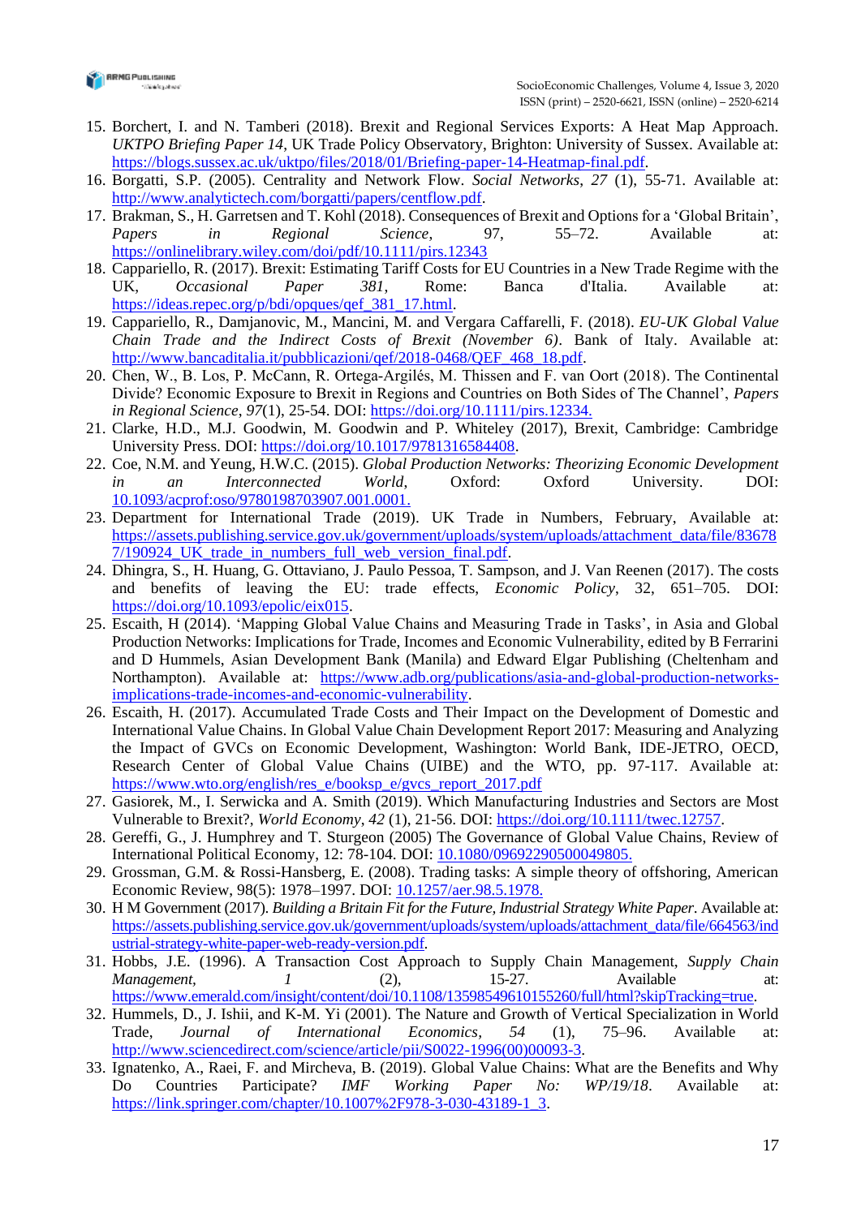15. Borchert, I. and N. Tamberi (2018). Brexit and Regional Services Exports: A Heat Map Approach. *UKTPO Briefing Paper 14*, UK Trade Policy Observatory, Brighton: University of Sussex. Available at: https://blogs.sussex.ac.uk/uktpo/files/2018/01/Briefing-paper-14-Heatmap-final.pdf.
16. Borgatti, S.P. (2005). Centrality and Network Flow. *Social Networks*, *27* (1), 55-71. Available at: http://www.analytictech.com/borgatti/papers/centflow.pdf.
17. Brakman, S., H. Garretsen and T. Kohl (2018). Consequences of Brexit and Options for a 'Global Britain', *Papers in Regional Science*, 97, 55–72. Available at: https://onlinelibrary.wiley.com/doi/pdf/10.1111/pirs.12343
18. Cappariello, R. (2017). Brexit: Estimating Tariff Costs for EU Countries in a New Trade Regime with the UK, *Occasional Paper 381*, Rome: Banca d'Italia. Available at: https://ideas.repec.org/p/bdi/opques/qef_381_17.html.
19. Cappariello, R., Damjanovic, M., Mancini, M. and Vergara Caffarelli, F. (2018). *EU-UK Global Value Chain Trade and the Indirect Costs of Brexit (November 6)*. Bank of Italy. Available at: http://www.bancaditalia.it/pubblicazioni/qef/2018-0468/QEF_468_18.pdf.
20. Chen, W., B. Los, P. McCann, R. Ortega-Argilés, M. Thissen and F. van Oort (2018). The Continental Divide? Economic Exposure to Brexit in Regions and Countries on Both Sides of The Channel', *Papers in Regional Science*, *97*(1), 25-54. DOI: https://doi.org/10.1111/pirs.12334.
21. Clarke, H.D., M.J. Goodwin, M. Goodwin and P. Whiteley (2017), Brexit, Cambridge: Cambridge University Press. DOI: https://doi.org/10.1017/9781316584408.
22. Coe, N.M. and Yeung, H.W.C. (2015). *Global Production Networks: Theorizing Economic Development in an Interconnected World*, Oxford: Oxford University. DOI: 10.1093/acprof:oso/9780198703907.001.0001.
23. Department for International Trade (2019). UK Trade in Numbers, February, Available at: https://assets.publishing.service.gov.uk/government/uploads/system/uploads/attachment_data/file/836787/190924_UK_trade_in_numbers_full_web_version_final.pdf.
24. Dhingra, S., H. Huang, G. Ottaviano, J. Paulo Pessoa, T. Sampson, and J. Van Reenen (2017). The costs and benefits of leaving the EU: trade effects, *Economic Policy*, 32, 651–705. DOI: https://doi.org/10.1093/epolic/eix015.
25. Escaith, H (2014). 'Mapping Global Value Chains and Measuring Trade in Tasks', in Asia and Global Production Networks: Implications for Trade, Incomes and Economic Vulnerability, edited by B Ferrarini and D Hummels, Asian Development Bank (Manila) and Edward Elgar Publishing (Cheltenham and Northampton). Available at: https://www.adb.org/publications/asia-and-global-production-networks-implications-trade-incomes-and-economic-vulnerability.
26. Escaith, H. (2017). Accumulated Trade Costs and Their Impact on the Development of Domestic and International Value Chains. In Global Value Chain Development Report 2017: Measuring and Analyzing the Impact of GVCs on Economic Development, Washington: World Bank, IDE-JETRO, OECD, Research Center of Global Value Chains (UIBE) and the WTO, pp. 97-117. Available at: https://www.wto.org/english/res_e/booksp_e/gvcs_report_2017.pdf
27. Gasiorek, M., I. Serwicka and A. Smith (2019). Which Manufacturing Industries and Sectors are Most Vulnerable to Brexit?, *World Economy*, *42* (1), 21-56. DOI: https://doi.org/10.1111/twec.12757.
28. Gereffi, G., J. Humphrey and T. Sturgeon (2005) The Governance of Global Value Chains, Review of International Political Economy, 12: 78-104. DOI: 10.1080/09692290500049805.
29. Grossman, G.M. & Rossi-Hansberg, E. (2008). Trading tasks: A simple theory of offshoring, American Economic Review, 98(5): 1978–1997. DOI: 10.1257/aer.98.5.1978.
30. H M Government (2017). *Building a Britain Fit for the Future, Industrial Strategy White Paper*. Available at: https://assets.publishing.service.gov.uk/government/uploads/system/uploads/attachment_data/file/664563/industrial-strategy-white-paper-web-ready-version.pdf.
31. Hobbs, J.E. (1996). A Transaction Cost Approach to Supply Chain Management, *Supply Chain Management*, *1* (2), 15-27. Available at: https://www.emerald.com/insight/content/doi/10.1108/13598549610155260/full/html?skipTracking=true.
32. Hummels, D., J. Ishii, and K-M. Yi (2001). The Nature and Growth of Vertical Specialization in World Trade, *Journal of International Economics*, *54* (1), 75–96. Available at: http://www.sciencedirect.com/science/article/pii/S0022-1996(00)00093-3.
33. Ignatenko, A., Raei, F. and Mircheva, B. (2019). Global Value Chains: What are the Benefits and Why Do Countries Participate? *IMF Working Paper No: WP/19/18*. Available at: https://link.springer.com/chapter/10.1007%2F978-3-030-43189-1_3.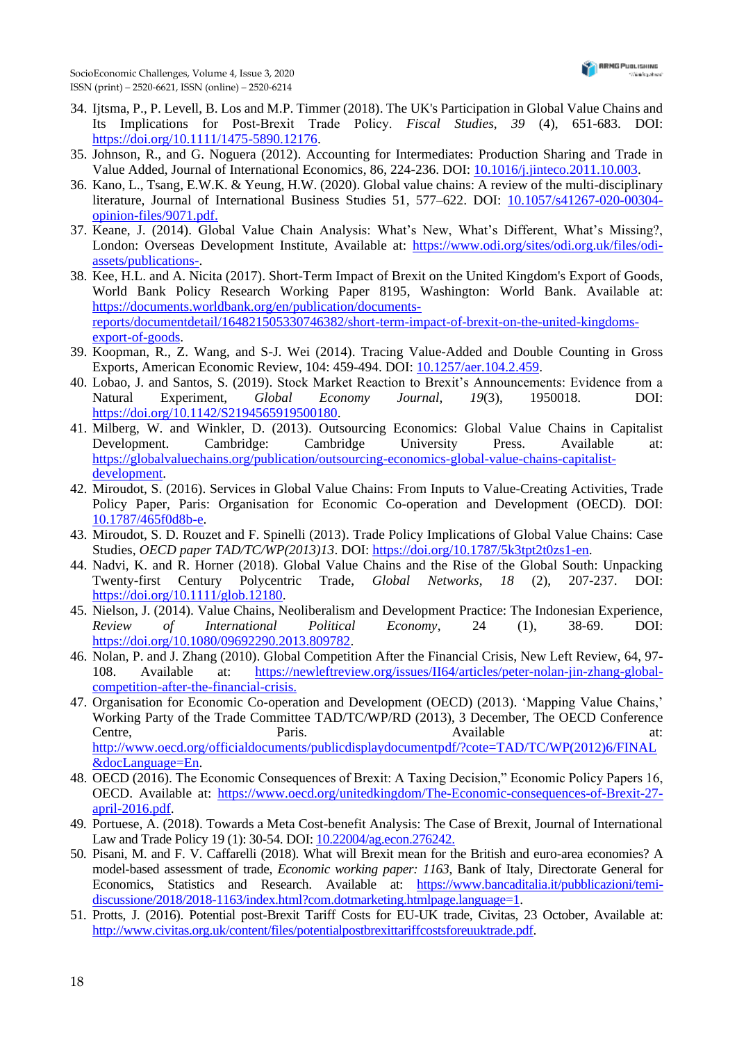34. Ijtsma, P., P. Levell, B. Los and M.P. Timmer (2018). The UK's Participation in Global Value Chains and Its Implications for Post-Brexit Trade Policy. *Fiscal Studies*, *39* (4), 651-683. DOI: https://doi.org/10.1111/1475-5890.12176.
35. Johnson, R., and G. Noguera (2012). Accounting for Intermediates: Production Sharing and Trade in Value Added, Journal of International Economics, 86, 224-236. DOI: 10.1016/j.jinteco.2011.10.003.
36. Kano, L., Tsang, E.W.K. & Yeung, H.W. (2020). Global value chains: A review of the multi-disciplinary literature, Journal of International Business Studies 51, 577–622. DOI: 10.1057/s41267-020-00304-opinion-files/9071.pdf.
37. Keane, J. (2014). Global Value Chain Analysis: What's New, What's Different, What's Missing?, London: Overseas Development Institute, Available at: https://www.odi.org/sites/odi.org.uk/files/odi-assets/publications-.
38. Kee, H.L. and A. Nicita (2017). Short-Term Impact of Brexit on the United Kingdom's Export of Goods, World Bank Policy Research Working Paper 8195, Washington: World Bank. Available at: https://documents.worldbank.org/en/publication/documents-reports/documentdetail/164821505330746382/short-term-impact-of-brexit-on-the-united-kingdoms-export-of-goods.
39. Koopman, R., Z. Wang, and S-J. Wei (2014). Tracing Value-Added and Double Counting in Gross Exports, American Economic Review, 104: 459-494. DOI: 10.1257/aer.104.2.459.
40. Lobao, J. and Santos, S. (2019). Stock Market Reaction to Brexit's Announcements: Evidence from a Natural Experiment, *Global Economy Journal*, *19*(3), 1950018. DOI: https://doi.org/10.1142/S2194565919500180.
41. Milberg, W. and Winkler, D. (2013). Outsourcing Economics: Global Value Chains in Capitalist Development. Cambridge: Cambridge University Press. Available at: https://globalvaluechains.org/publication/outsourcing-economics-global-value-chains-capitalist-development.
42. Miroudot, S. (2016). Services in Global Value Chains: From Inputs to Value-Creating Activities, Trade Policy Paper, Paris: Organisation for Economic Co-operation and Development (OECD). DOI: 10.1787/465f0d8b-e.
43. Miroudot, S. D. Rouzet and F. Spinelli (2013). Trade Policy Implications of Global Value Chains: Case Studies, *OECD paper TAD/TC/WP(2013)13*. DOI: https://doi.org/10.1787/5k3tpt2t0zs1-en.
44. Nadvi, K. and R. Horner (2018). Global Value Chains and the Rise of the Global South: Unpacking Twenty-first Century Polycentric Trade, *Global Networks*, *18* (2), 207-237. DOI: https://doi.org/10.1111/glob.12180.
45. Nielson, J. (2014). Value Chains, Neoliberalism and Development Practice: The Indonesian Experience, *Review of International Political Economy*, 24 (1), 38-69. DOI: https://doi.org/10.1080/09692290.2013.809782.
46. Nolan, P. and J. Zhang (2010). Global Competition After the Financial Crisis, New Left Review, 64, 97-108. Available at: https://newleftreview.org/issues/II64/articles/peter-nolan-jin-zhang-global-competition-after-the-financial-crisis.
47. Organisation for Economic Co-operation and Development (OECD) (2013). 'Mapping Value Chains,' Working Party of the Trade Committee TAD/TC/WP/RD (2013), 3 December, The OECD Conference Centre, Paris. Available at: http://www.oecd.org/officialdocuments/publicdisplaydocumentpdf/?cote=TAD/TC/WP(2012)6/FINAL&docLanguage=En.
48. OECD (2016). The Economic Consequences of Brexit: A Taxing Decision," Economic Policy Papers 16, OECD. Available at: https://www.oecd.org/unitedkingdom/The-Economic-consequences-of-Brexit-27-april-2016.pdf.
49. Portuese, A. (2018). Towards a Meta Cost-benefit Analysis: The Case of Brexit, Journal of International Law and Trade Policy 19 (1): 30-54. DOI: 10.22004/ag.econ.276242.
50. Pisani, M. and F. V. Caffarelli (2018). What will Brexit mean for the British and euro-area economies? A model-based assessment of trade, *Economic working paper: 1163*, Bank of Italy, Directorate General for Economics, Statistics and Research. Available at: https://www.bancaditalia.it/pubblicazioni/temi-discussione/2018/2018-1163/index.html?com.dotmarketing.htmlpage.language=1.
51. Protts, J. (2016). Potential post-Brexit Tariff Costs for EU-UK trade, Civitas, 23 October, Available at: http://www.civitas.org.uk/content/files/potentialpostbrexittariffcostsforeuuktrade.pdf.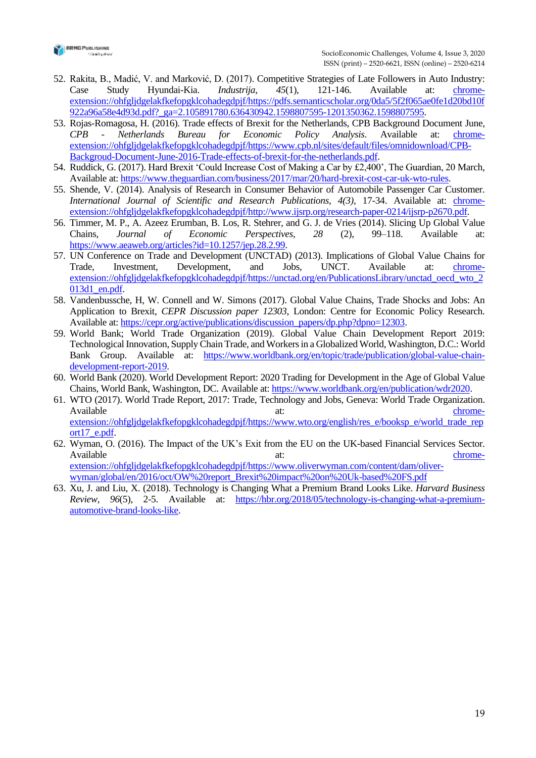52. Rakita, B., Madić, V. and Marković, D. (2017). Competitive Strategies of Late Followers in Auto Industry: Case Study Hyundai-Kia. *Industrija*, *45*(1), 121-146. Available at: chrome-extension://ohfgljdgelakfkefopgklcohadegdpjf/https://pdfs.semanticscholar.org/0da5/5f2f065ae0fe1d20bd10f922a96a58e4d93d.pdf?_ga=2.105891780.636430942.1598807595-1201350362.1598807595.
53. Rojas-Romagosa, H. (2016). Trade effects of Brexit for the Netherlands, CPB Background Document June, *CPB - Netherlands Bureau for Economic Policy Analysis*. Available at: chrome-extension://ohfgljdgelakfkefopgklcohadegdpjf/https://www.cpb.nl/sites/default/files/omnidownload/CPB-Backgroud-Document-June-2016-Trade-effects-of-brexit-for-the-netherlands.pdf.
54. Ruddick, G. (2017). Hard Brexit 'Could Increase Cost of Making a Car by £2,400', The Guardian, 20 March, Available at: https://www.theguardian.com/business/2017/mar/20/hard-brexit-cost-car-uk-wto-rules.
55. Shende, V. (2014). Analysis of Research in Consumer Behavior of Automobile Passenger Car Customer. *International Journal of Scientific and Research Publications*, *4(3)*, 17-34. Available at: chrome-extension://ohfgljdgelakfkefopgklcohadegdpjf/http://www.ijsrp.org/research-paper-0214/ijsrp-p2670.pdf.
56. Timmer, M. P., A. Azeez Erumban, B. Los, R. Stehrer, and G. J. de Vries (2014). Slicing Up Global Value Chains, *Journal of Economic Perspectives*, *28* (2), 99–118. Available at: https://www.aeaweb.org/articles?id=10.1257/jep.28.2.99.
57. UN Conference on Trade and Development (UNCTAD) (2013). Implications of Global Value Chains for Trade, Investment, Development, and Jobs, UNCT. Available at: chrome-extension://ohfgljdgelakfkefopgklcohadegdpjf/https://unctad.org/en/PublicationsLibrary/unctad_oecd_wto_2013d1_en.pdf.
58. Vandenbussche, H, W. Connell and W. Simons (2017). Global Value Chains, Trade Shocks and Jobs: An Application to Brexit, *CEPR Discussion paper 12303*, London: Centre for Economic Policy Research. Available at: https://cepr.org/active/publications/discussion_papers/dp.php?dpno=12303.
59. World Bank; World Trade Organization (2019). Global Value Chain Development Report 2019: Technological Innovation, Supply Chain Trade, and Workers in a Globalized World, Washington, D.C.: World Bank Group. Available at: https://www.worldbank.org/en/topic/trade/publication/global-value-chain-development-report-2019.
60. World Bank (2020). World Development Report: 2020 Trading for Development in the Age of Global Value Chains, World Bank, Washington, DC. Available at: https://www.worldbank.org/en/publication/wdr2020.
61. WTO (2017). World Trade Report, 2017: Trade, Technology and Jobs, Geneva: World Trade Organization. Available at: chrome-extension://ohfgljdgelakfkefopgklcohadegdpjf/https://www.wto.org/english/res_e/booksp_e/world_trade_report17_e.pdf.
62. Wyman, O. (2016). The Impact of the UK's Exit from the EU on the UK-based Financial Services Sector. Available at: chrome-extension://ohfgljdgelakfkefopgklcohadegdpjf/https://www.oliverwyman.com/content/dam/oliver-wyman/global/en/2016/oct/OW%20report_Brexit%20impact%20on%20Uk-based%20FS.pdf
63. Xu, J. and Liu, X. (2018). Technology is Changing What a Premium Brand Looks Like. *Harvard Business Review*, *96*(5), 2-5. Available at: https://hbr.org/2018/05/technology-is-changing-what-a-premium-automotive-brand-looks-like.